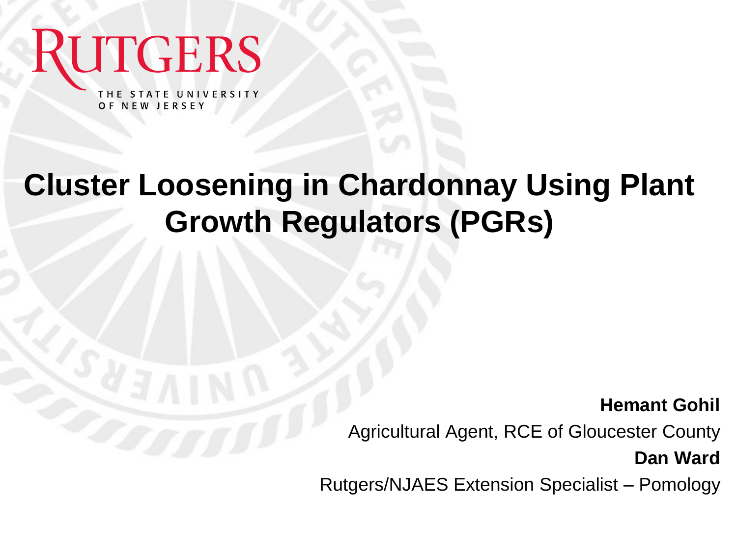RUTGERS

THE STATE UNIVERSITY OF NEW JERSEY

# Cluster Loosening in Chardonnay Using Plant Growth Regulators (PGRs)

**Hemant Gohil**

Agricultural Agent, RCE of Gloucester County

**Dan Ward**

Rutgers/NJAES Extension Specialist – Pomology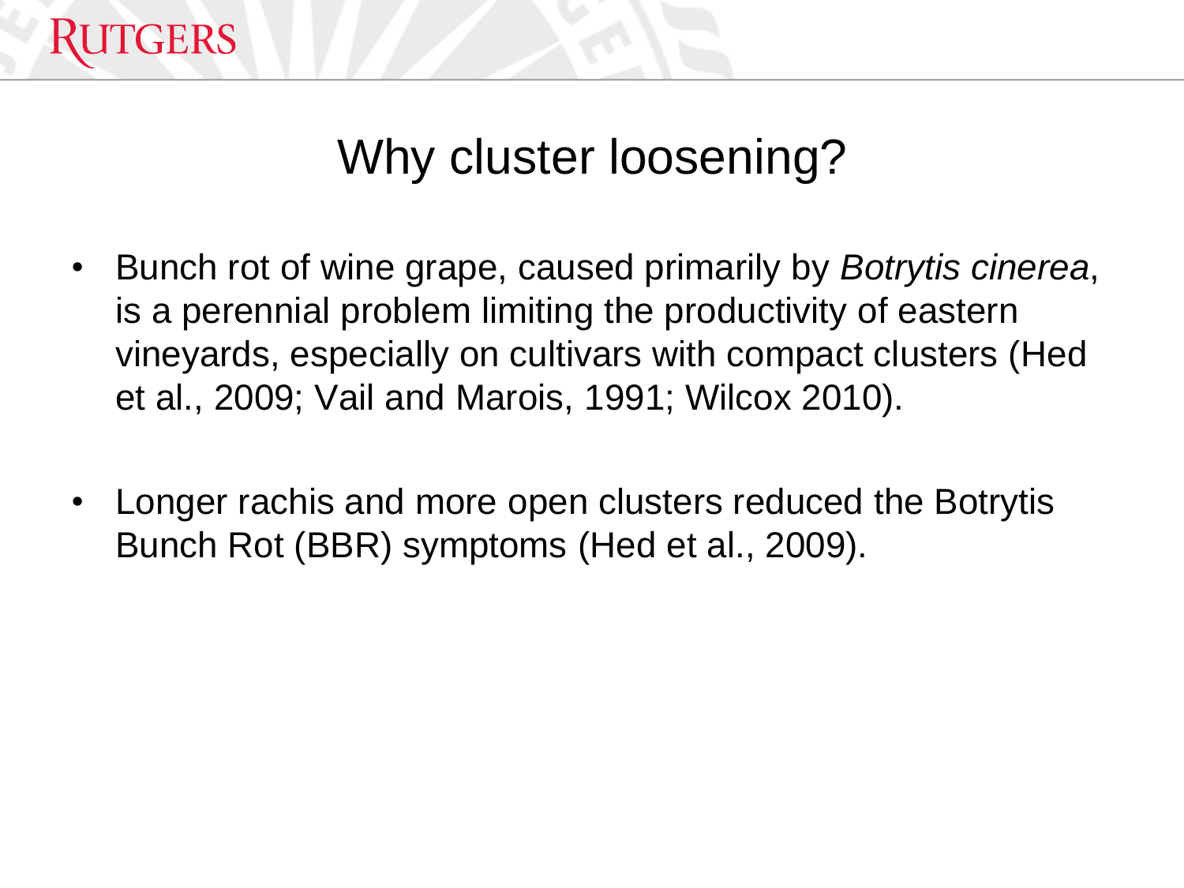# Why cluster loosening?

- Bunch rot of wine grape, caused primarily by *Botrytis cinerea*, is a perennial problem limiting the productivity of eastern vineyards, especially on cultivars with compact clusters (Hed et al., 2009; Vail and Marois, 1991; Wilcox 2010).

- Longer rachis and more open clusters reduced the Botrytis Bunch Rot (BBR) symptoms (Hed et al., 2009).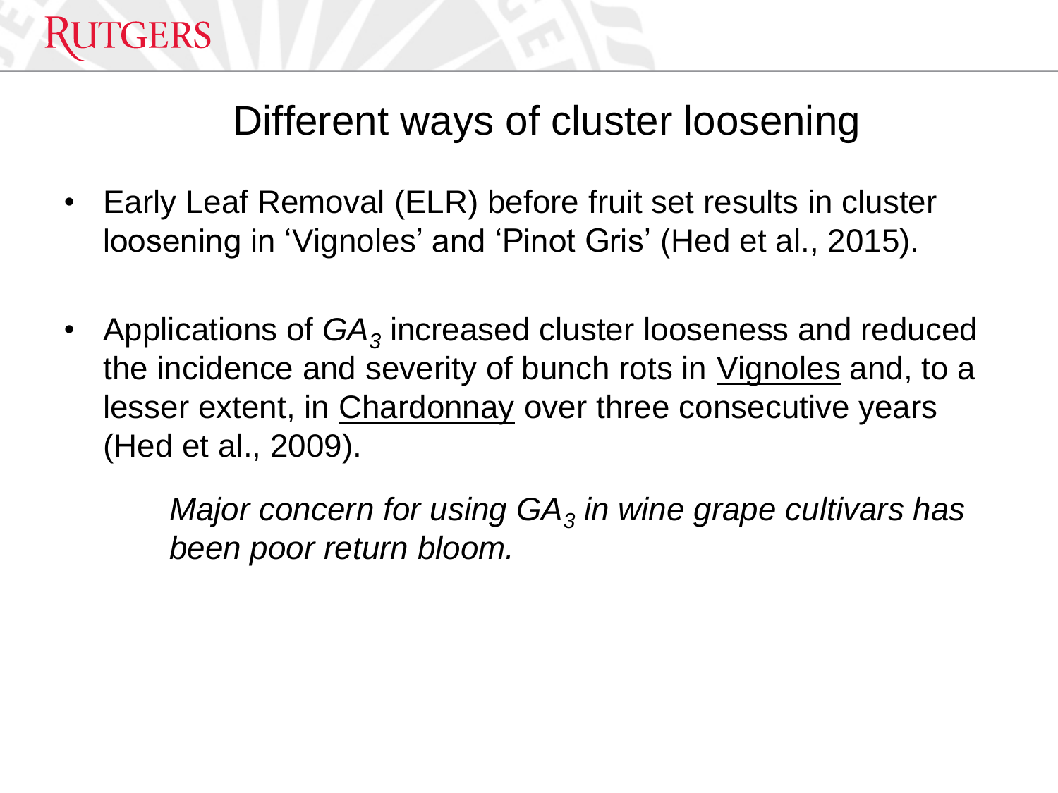# Different ways of cluster loosening

- Early Leaf Removal (ELR) before fruit set results in cluster loosening in 'Vignoles' and 'Pinot Gris' (Hed et al., 2015).

- Applications of $GA_3$ increased cluster looseness and reduced the incidence and severity of bunch rots in <u>Vignoles</u> and, to a lesser extent, in <u>Chardonnay</u> over three consecutive years (Hed et al., 2009).

  *Major concern for using $GA_3$ in wine grape cultivars has been poor return bloom.*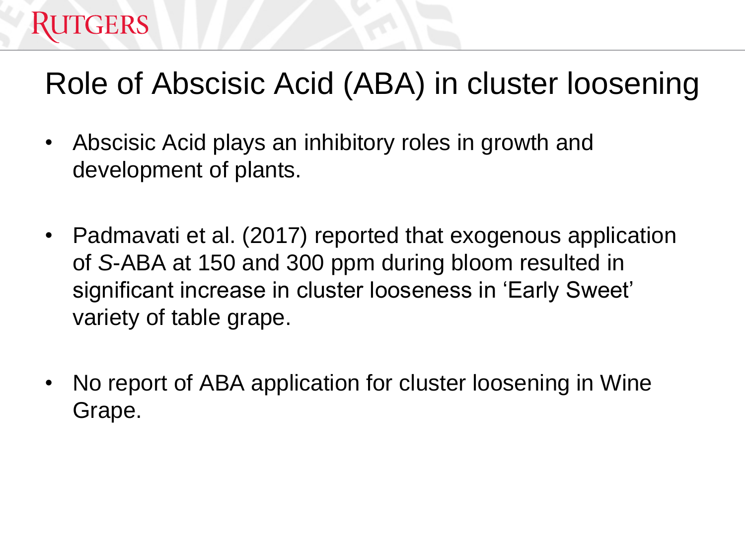# Role of Abscisic Acid (ABA) in cluster loosening

- Abscisic Acid plays an inhibitory roles in growth and development of plants.
- Padmavati et al. (2017) reported that exogenous application of *S*-ABA at 150 and 300 ppm during bloom resulted in significant increase in cluster looseness in 'Early Sweet' variety of table grape.
- No report of ABA application for cluster loosening in Wine Grape.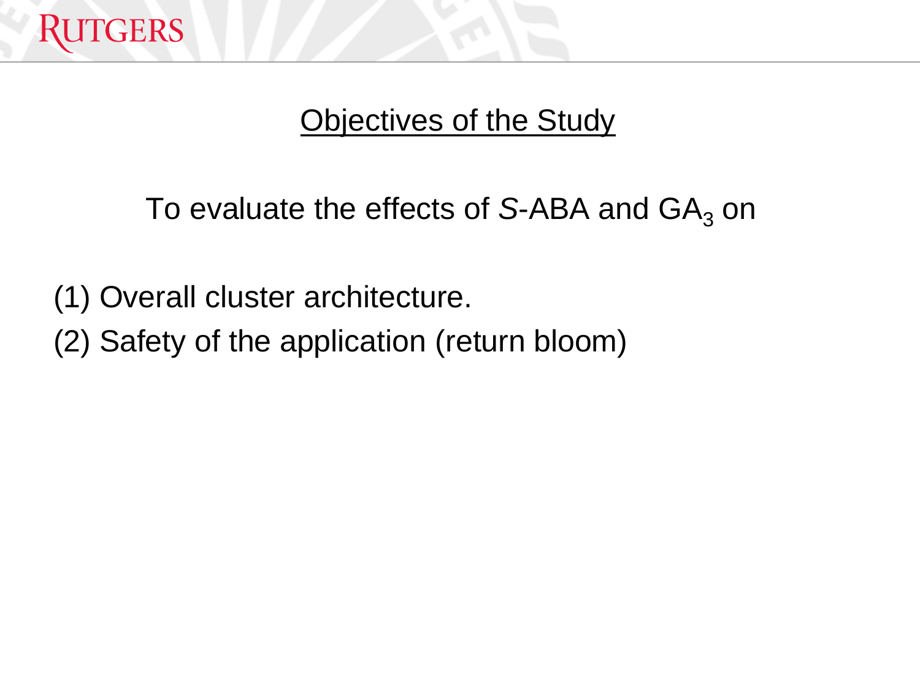## Objectives of the Study

To evaluate the effects of *S*-ABA and $GA_3$ on

(1) Overall cluster architecture.
(2) Safety of the application (return bloom)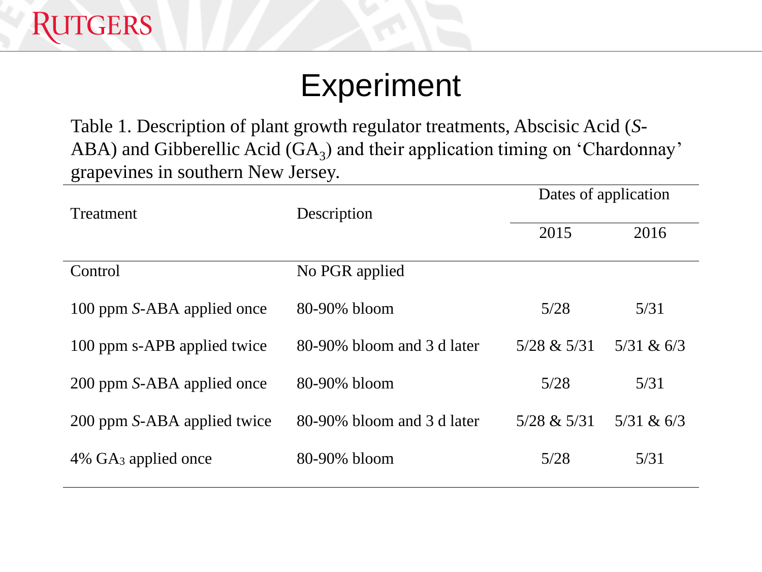# Experiment

Table 1. Description of plant growth regulator treatments, Abscisic Acid (*S*-ABA) and Gibberellic Acid ($GA_3$) and their application timing on 'Chardonnay' grapevines in southern New Jersey.

| Treatment | Description | Dates of application | |
|---|---|---|---|
| | | 2015 | 2016 |
| Control | No PGR applied | | |
| 100 ppm *S*-ABA applied once | 80-90% bloom | 5/28 | 5/31 |
| 100 ppm s-APB applied twice | 80-90% bloom and 3 d later | 5/28 & 5/31 | 5/31 & 6/3 |
| 200 ppm *S*-ABA applied once | 80-90% bloom | 5/28 | 5/31 |
| 200 ppm *S*-ABA applied twice | 80-90% bloom and 3 d later | 5/28 & 5/31 | 5/31 & 6/3 |
| 4% $GA_3$ applied once | 80-90% bloom | 5/28 | 5/31 |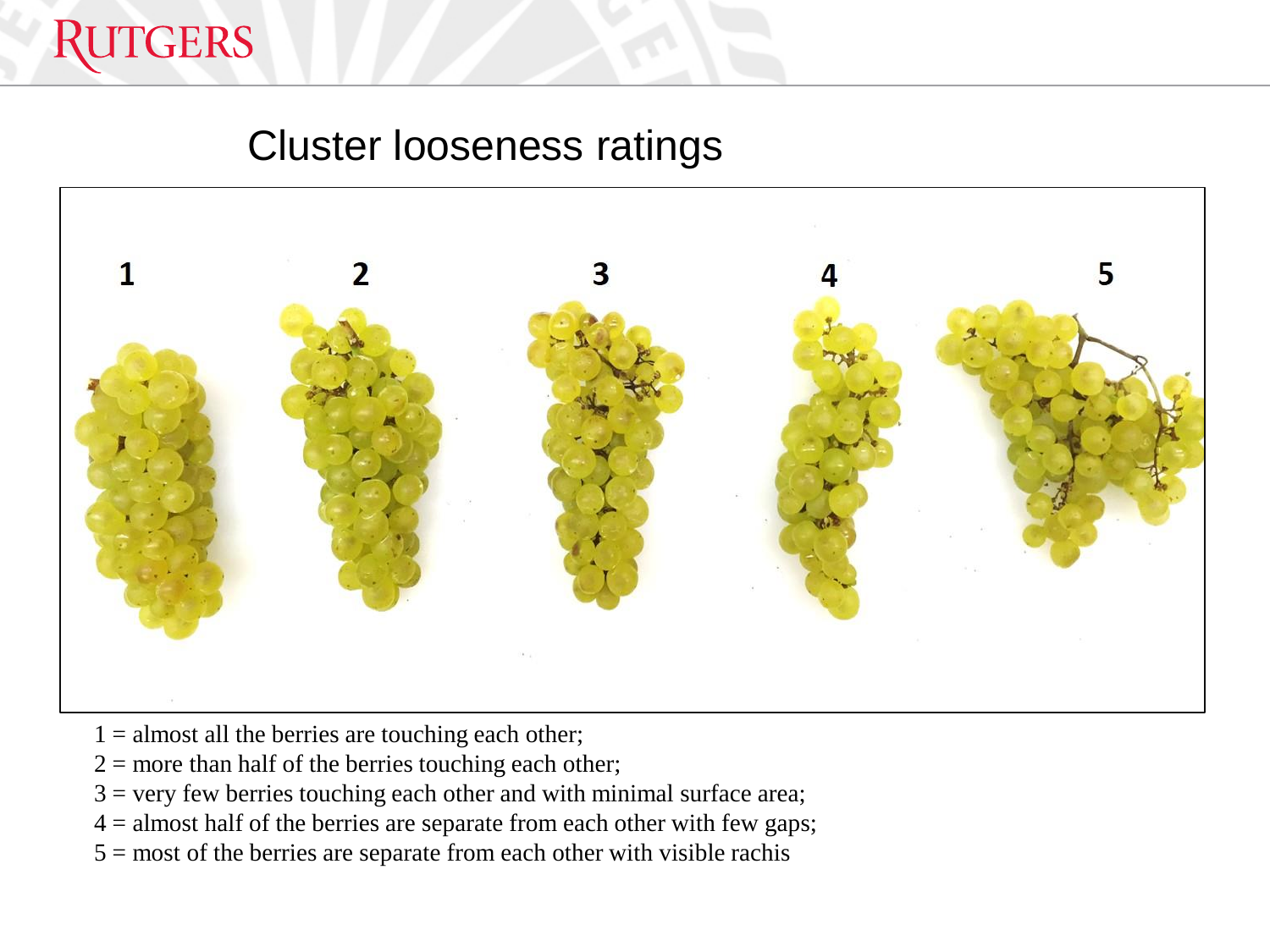# Cluster looseness ratings

1 = almost all the berries are touching each other;
2 = more than half of the berries touching each other;
3 = very few berries touching each other and with minimal surface area;
4 = almost half of the berries are separate from each other with few gaps;
5 = most of the berries are separate from each other with visible rachis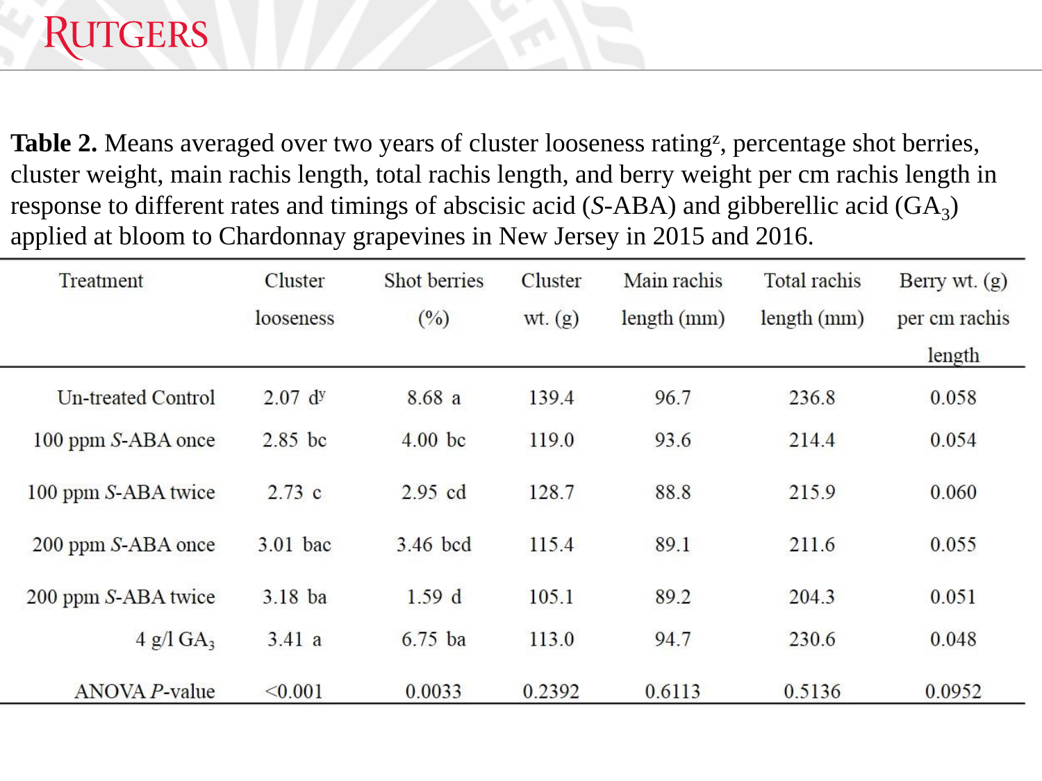**Table 2.** Means averaged over two years of cluster looseness rating[z], percentage shot berries, cluster weight, main rachis length, total rachis length, and berry weight per cm rachis length in response to different rates and timings of abscisic acid (*S*-ABA) and gibberellic acid ($GA_3$) applied at bloom to Chardonnay grapevines in New Jersey in 2015 and 2016.

| Treatment | Cluster looseness | Shot berries (%) | Cluster wt. (g) | Main rachis length (mm) | Total rachis length (mm) | Berry wt. (g) per cm rachis length |
|---|---|---|---|---|---|---|
| Un-treated Control | 2.07 d[y] | 8.68 a | 139.4 | 96.7 | 236.8 | 0.058 |
| 100 ppm *S*-ABA once | 2.85 bc | 4.00 bc | 119.0 | 93.6 | 214.4 | 0.054 |
| 100 ppm *S*-ABA twice | 2.73 c | 2.95 cd | 128.7 | 88.8 | 215.9 | 0.060 |
| 200 ppm *S*-ABA once | 3.01 bac | 3.46 bcd | 115.4 | 89.1 | 211.6 | 0.055 |
| 200 ppm *S*-ABA twice | 3.18 ba | 1.59 d | 105.1 | 89.2 | 204.3 | 0.051 |
| 4 g/l $GA_3$ | 3.41 a | 6.75 ba | 113.0 | 94.7 | 230.6 | 0.048 |
| ANOVA *P*-value | <0.001 | 0.0033 | 0.2392 | 0.6113 | 0.5136 | 0.0952 |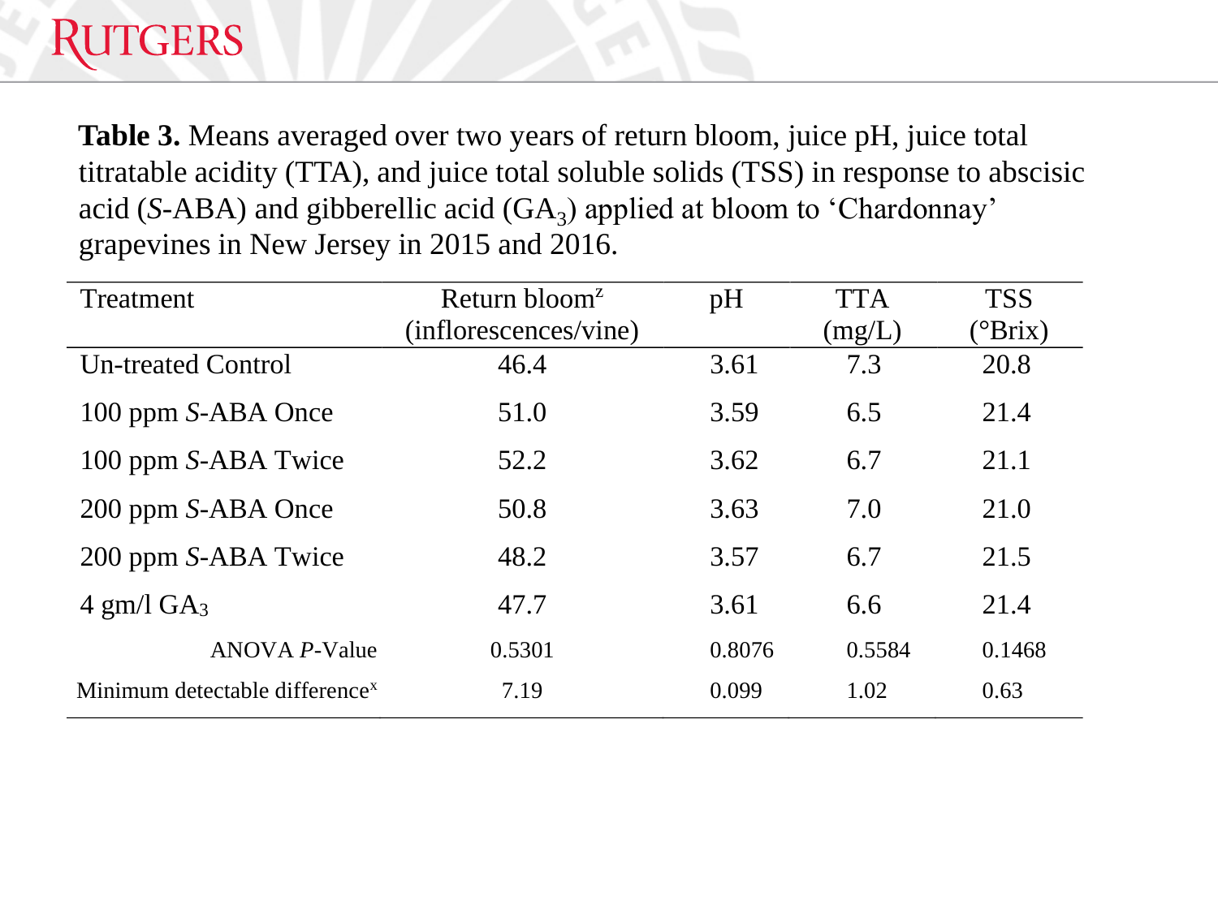**Table 3.** Means averaged over two years of return bloom, juice pH, juice total titratable acidity (TTA), and juice total soluble solids (TSS) in response to abscisic acid (*S*-ABA) and gibberellic acid ($GA_3$) applied at bloom to 'Chardonnay' grapevines in New Jersey in 2015 and 2016.

| Treatment | Return bloom[z] (inflorescences/vine) | pH | TTA (mg/L) | TSS (°Brix) |
|---|---|---|---|---|
| Un-treated Control | 46.4 | 3.61 | 7.3 | 20.8 |
| 100 ppm *S*-ABA Once | 51.0 | 3.59 | 6.5 | 21.4 |
| 100 ppm *S*-ABA Twice | 52.2 | 3.62 | 6.7 | 21.1 |
| 200 ppm *S*-ABA Once | 50.8 | 3.63 | 7.0 | 21.0 |
| 200 ppm *S*-ABA Twice | 48.2 | 3.57 | 6.7 | 21.5 |
| 4 gm/l $GA_3$ | 47.7 | 3.61 | 6.6 | 21.4 |
| ANOVA *P*-Value | 0.5301 | 0.8076 | 0.5584 | 0.1468 |
| Minimum detectable difference[x] | 7.19 | 0.099 | 1.02 | 0.63 |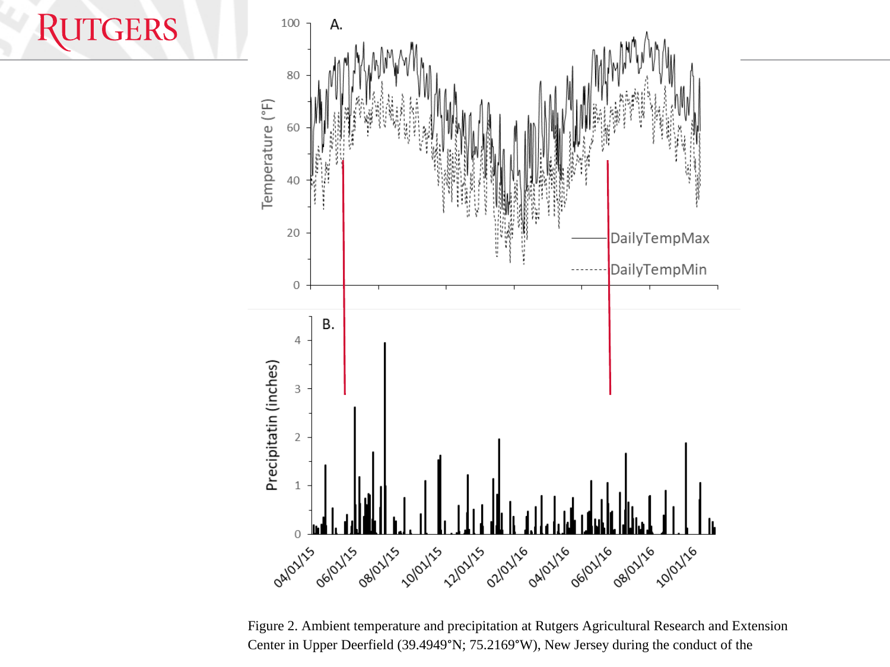Figure 2. Ambient temperature and precipitation at Rutgers Agricultural Research and Extension Center in Upper Deerfield (39.4949°N; 75.2169°W), New Jersey during the conduct of the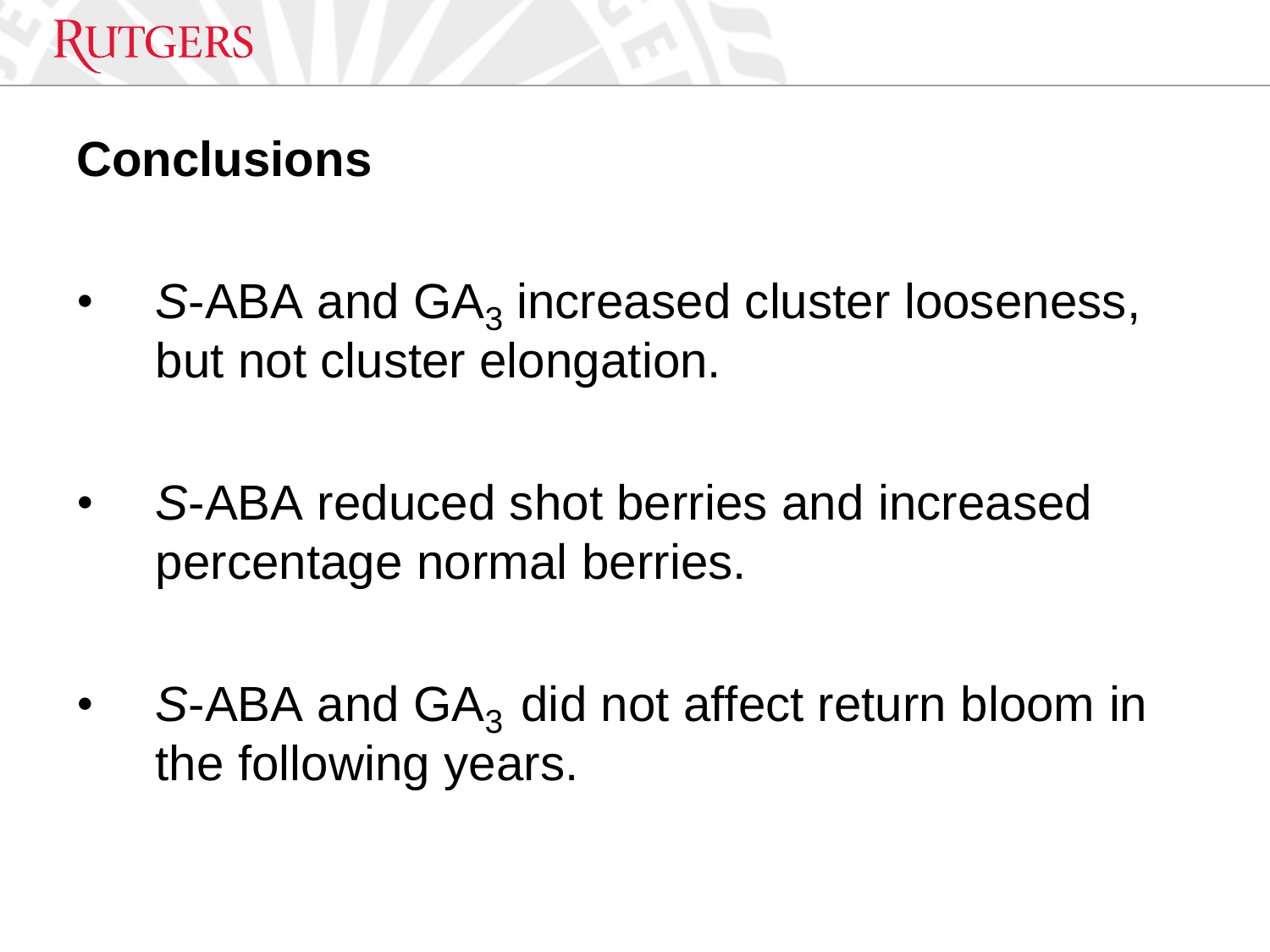## Conclusions

- *S*-ABA and $GA_3$ increased cluster looseness, but not cluster elongation.
- *S*-ABA reduced shot berries and increased percentage normal berries.
- *S*-ABA and $GA_3$ did not affect return bloom in the following years.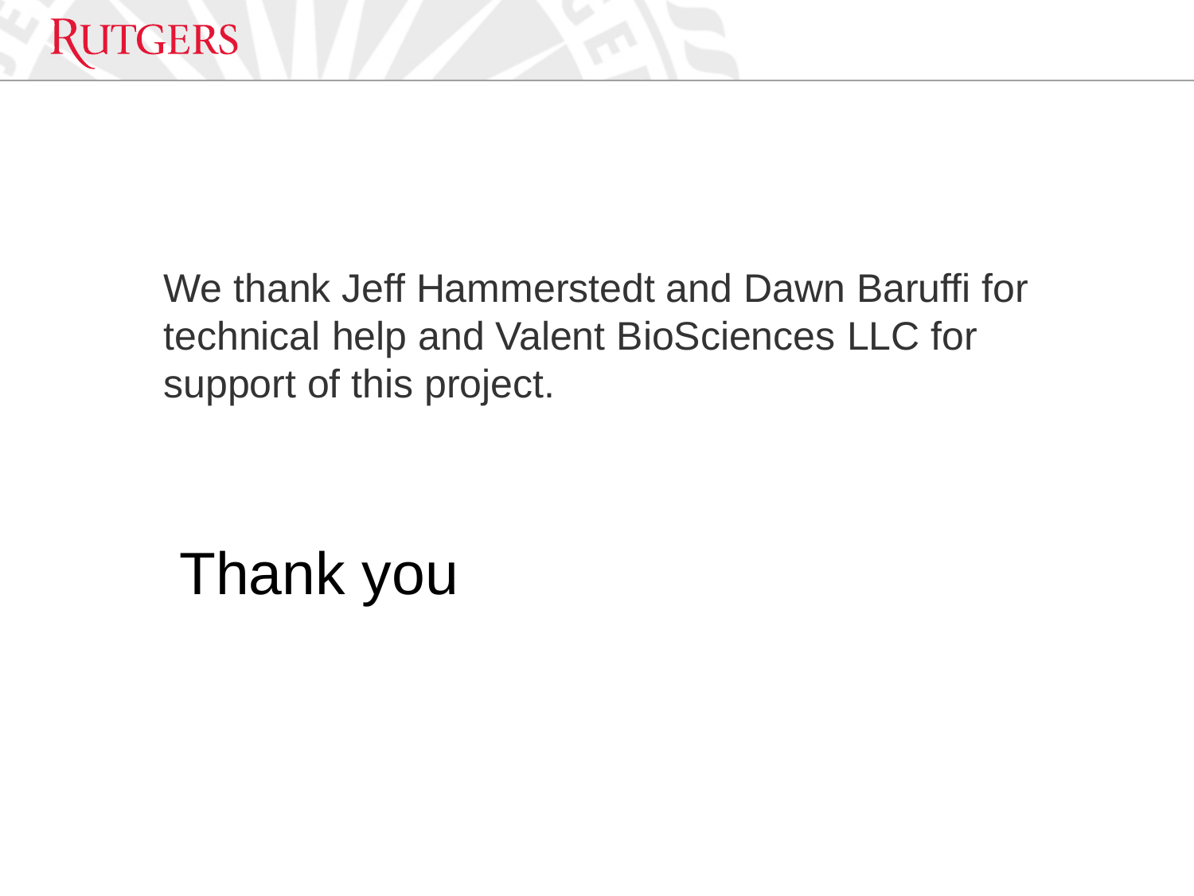We thank Jeff Hammerstedt and Dawn Baruffi for technical help and Valent BioSciences LLC for support of this project.

# Thank you